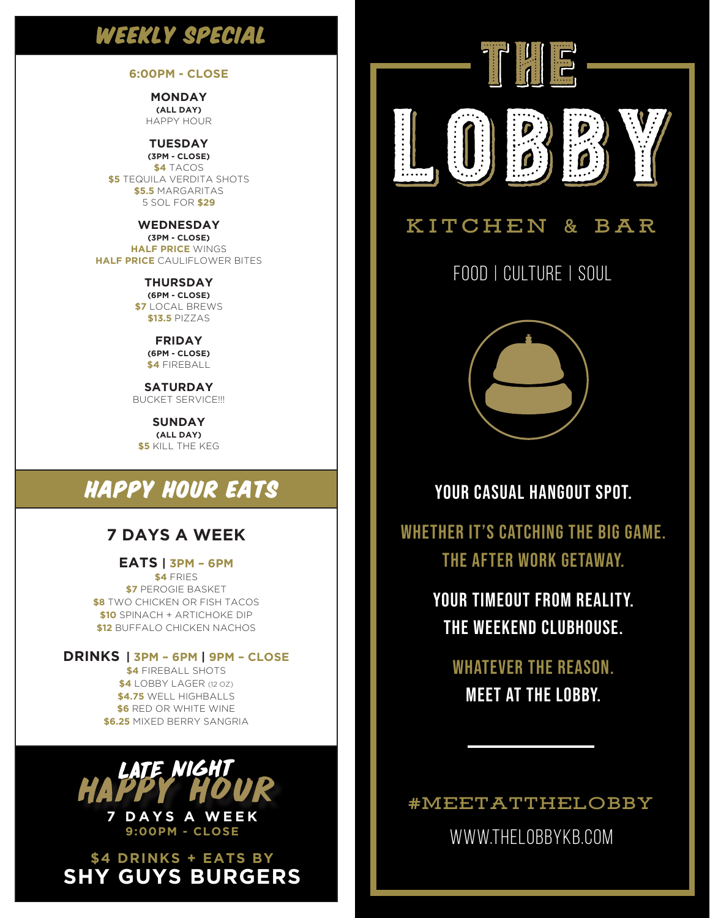## WEEKLY SPECIAL

**6:00PM - CLOSE**

**MONDAY**
**(ALL DAY)**
HAPPY HOUR

**TUESDAY**
**(3PM - CLOSE)**
**$4** TACOS
**$5** TEQUILA VERDITA SHOTS
**$5.5** MARGARITAS
5 SOL FOR **$29**

**WEDNESDAY**
**(3PM - CLOSE)**
**HALF PRICE** WINGS
**HALF PRICE** CAULIFLOWER BITES

**THURSDAY**
**(6PM - CLOSE)**
**$7** LOCAL BREWS
**$13.5** PIZZAS

**FRIDAY**
**(6PM - CLOSE)**
**$4** FIREBALL

**SATURDAY**
BUCKET SERVICE!!!

**SUNDAY**
**(ALL DAY)**
**$5** KILL THE KEG

## HAPPY HOUR EATS

### 7 DAYS A WEEK

**EATS | 3PM – 6PM**
**$4** FRIES
**$7** PEROGIE BASKET
**$8** TWO CHICKEN OR FISH TACOS
**$10** SPINACH + ARTICHOKE DIP
**$12** BUFFALO CHICKEN NACHOS

**DRINKS | 3PM – 6PM | 9PM – CLOSE**
**$4** FIREBALL SHOTS
**$4** LOBBY LAGER (12 OZ)
**$4.75** WELL HIGHBALLS
**$6** RED OR WHITE WINE
**$6.25** MIXED BERRY SANGRIA

## LATE NIGHT HAPPY HOUR

**7 DAYS A WEEK**
**9:00PM - CLOSE**

**$4 DRINKS + EATS BY**
**SHY GUYS BURGERS**

# THE LOBBY

## KITCHEN & BAR

FOOD | CULTURE | SOUL

**YOUR CASUAL HANGOUT SPOT.**

**WHETHER IT'S CATCHING THE BIG GAME.**
**THE AFTER WORK GETAWAY.**

**YOUR TIMEOUT FROM REALITY.**
**THE WEEKEND CLUBHOUSE.**

**WHATEVER THE REASON.**
**MEET AT THE LOBBY.**

#MEETATTHELOBBY

WWW.THELOBBYKB.COM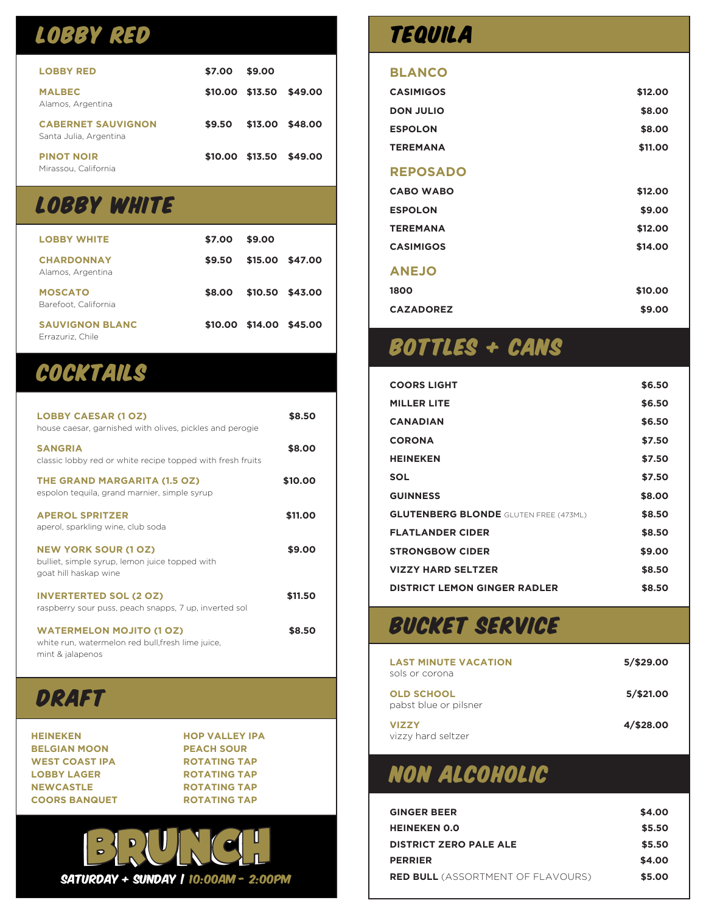## LOBBY RED

| | | | |
|---|---|---|---|
| **LOBBY RED** | $7.00 | $9.00 | |
| **MALBEC**<br>Alamos, Argentina | $10.00 | $13.50 | $49.00 |
| **CABERNET SAUVIGNON**<br>Santa Julia, Argentina | $9.50 | $13.00 | $48.00 |
| **PINOT NOIR**<br>Mirassou, California | $10.00 | $13.50 | $49.00 |

## LOBBY WHITE

| | | | |
|---|---|---|---|
| **LOBBY WHITE** | $7.00 | $9.00 | |
| **CHARDONNAY**<br>Alamos, Argentina | $9.50 | $15.00 | $47.00 |
| **MOSCATO**<br>Barefoot, California | $8.00 | $10.50 | $43.00 |
| **SAUVIGNON BLANC**<br>Errazuriz, Chile | $10.00 | $14.00 | $45.00 |

## COCKTAILS

**LOBBY CAESAR (1 OZ)** — $8.50
house caesar, garnished with olives, pickles and perogie

**SANGRIA** — $8.00
classic lobby red or white recipe topped with fresh fruits

**THE GRAND MARGARITA (1.5 OZ)** — $10.00
espolon tequila, grand marnier, simple syrup

**APEROL SPRITZER** — $11.00
aperol, sparkling wine, club soda

**NEW YORK SOUR (1 OZ)** — $9.00
bulliet, simple syrup, lemon juice topped with goat hill haskap wine

**INVERTERTED SOL (2 OZ)** — $11.50
raspberry sour puss, peach snapps, 7 up, inverted sol

**WATERMELON MOJITO (1 OZ)** — $8.50
white run, watermelon red bull,fresh lime juice, mint & jalapenos

## DRAFT

- HEINEKEN
- BELGIAN MOON
- WEST COAST IPA
- LOBBY LAGER
- NEWCASTLE
- COORS BANQUET
- HOP VALLEY IPA
- PEACH SOUR
- ROTATING TAP
- ROTATING TAP
- ROTATING TAP
- ROTATING TAP

## BRUNCH

SATURDAY + SUNDAY | 10:00AM - 2:00PM

## TEQUILA

### BLANCO

| | |
|---|---|
| CASIMIGOS | $12.00 |
| DON JULIO | $8.00 |
| ESPOLON | $8.00 |
| TEREMANA | $11.00 |

### REPOSADO

| | |
|---|---|
| CABO WABO | $12.00 |
| ESPOLON | $9.00 |
| TEREMANA | $12.00 |
| CASIMIGOS | $14.00 |

### ANEJO

| | |
|---|---|
| 1800 | $10.00 |
| CAZADOREZ | $9.00 |

## BOTTLES + CANS

| | |
|---|---|
| COORS LIGHT | $6.50 |
| MILLER LITE | $6.50 |
| CANADIAN | $6.50 |
| CORONA | $7.50 |
| HEINEKEN | $7.50 |
| SOL | $7.50 |
| GUINNESS | $8.00 |
| GLUTENBERG BLONDE GLUTEN FREE (473ML) | $8.50 |
| FLATLANDER CIDER | $8.50 |
| STRONGBOW CIDER | $9.00 |
| VIZZY HARD SELTZER | $8.50 |
| DISTRICT LEMON GINGER RADLER | $8.50 |

## BUCKET SERVICE

| | |
|---|---|
| **LAST MINUTE VACATION**<br>sols or corona | 5/$29.00 |
| **OLD SCHOOL**<br>pabst blue or pilsner | 5/$21.00 |
| **VIZZY**<br>vizzy hard seltzer | 4/$28.00 |

## NON ALCOHOLIC

| | |
|---|---|
| GINGER BEER | $4.00 |
| HEINEKEN 0.0 | $5.50 |
| DISTRICT ZERO PALE ALE | $5.50 |
| PERRIER | $4.00 |
| RED BULL (ASSORTMENT OF FLAVOURS) | $5.00 |